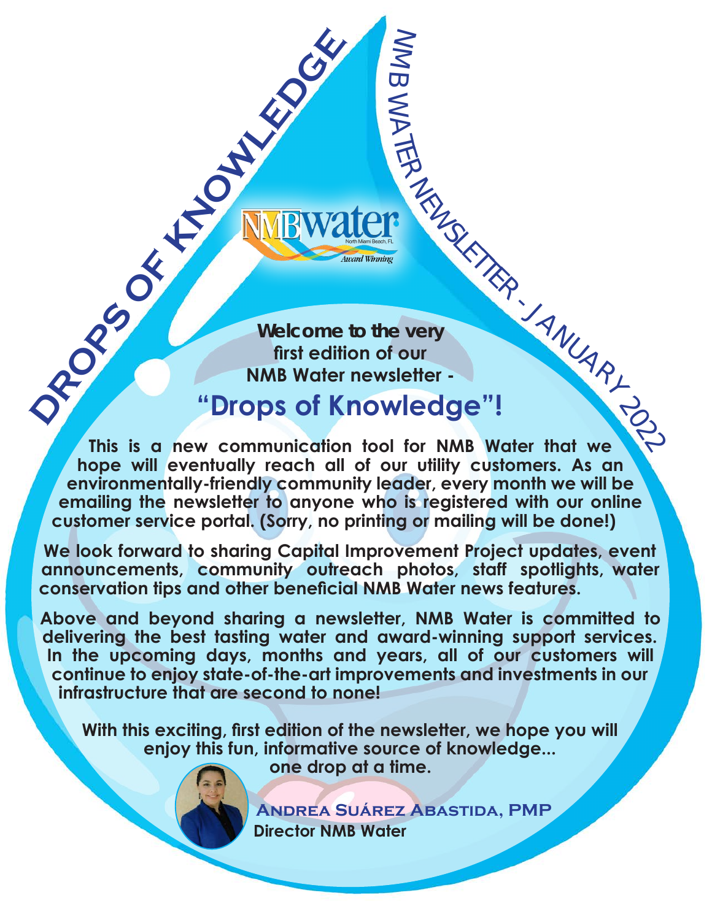# DROPS OF KNOWLEDGE

NMB WATER NEWSLETTER - JANUARY 2022

NMBwater North Miami Beach, FL *Award Winning*

**Welcome to the very first edition of our NMB Water newsletter -**

## "Drops of Knowledge"!

**This is a new communication tool for NMB Water that we hope will eventually reach all of our utility customers. As an environmentally-friendly community leader, every month we will be emailing the newsletter to anyone who is registered with our online customer service portal. (Sorry, no printing or mailing will be done!)**

**We look forward to sharing Capital Improvement Project updates, event announcements, community outreach photos, staff spotlights, water conservation tips and other beneficial NMB Water news features.**

**Above and beyond sharing a newsletter, NMB Water is committed to delivering the best tasting water and award-winning support services. In the upcoming days, months and years, all of our customers will continue to enjoy state-of-the-art improvements and investments in our infrastructure that are second to none!**

**With this exciting, first edition of the newsletter, we hope you will enjoy this fun, informative source of knowledge... one drop at a time.**

**Andrea Suárez Abastida, PMP**
**Director NMB Water**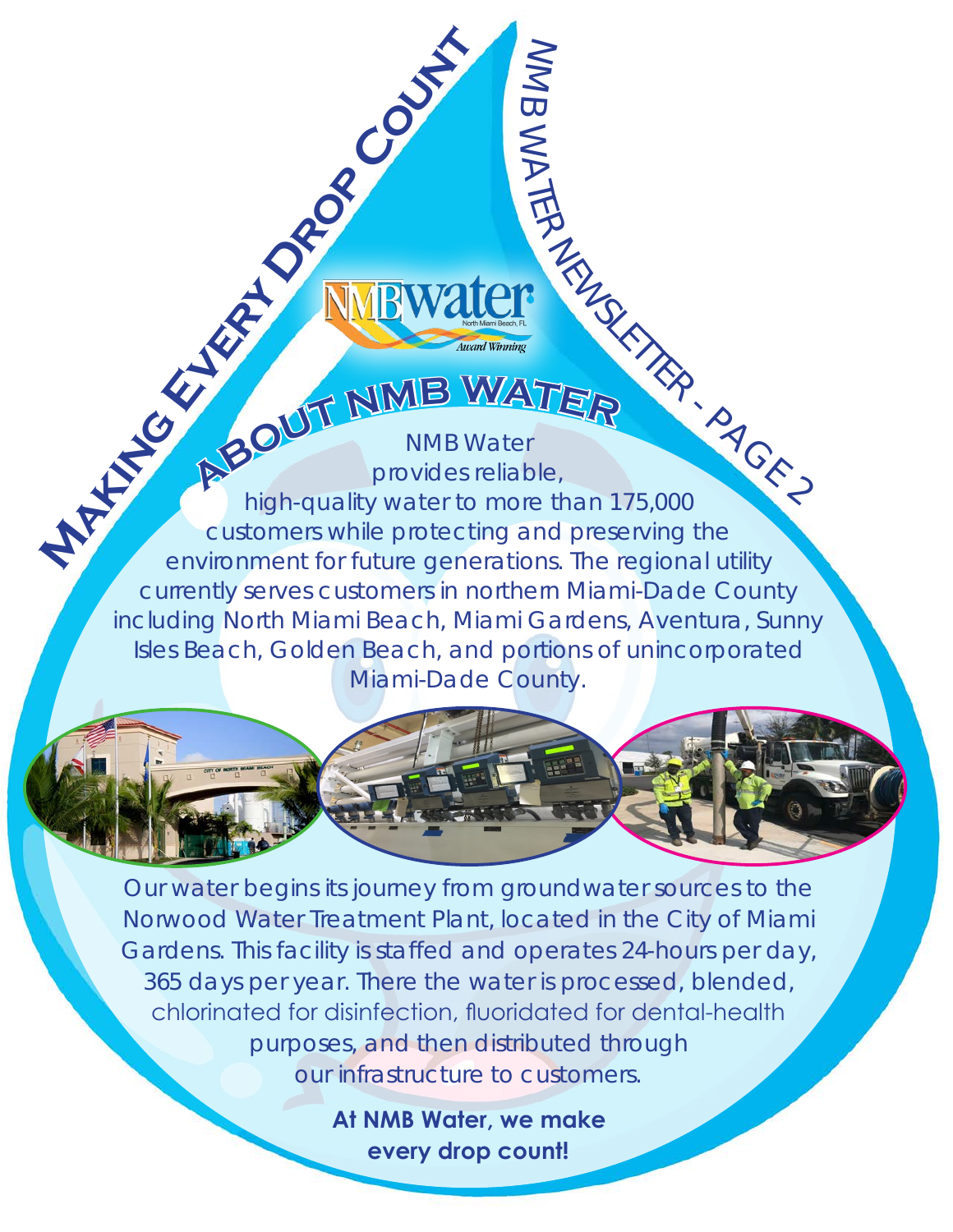# Making Every Drop Count

## About NMB Water

NMB Water provides reliable, high-quality water to more than 175,000 customers while protecting and preserving the environment for future generations. The regional utility currently serves customers in northern Miami-Dade County including North Miami Beach, Miami Gardens, Aventura, Sunny Isles Beach, Golden Beach, and portions of unincorporated Miami-Dade County.

Our water begins its journey from groundwater sources to the Norwood Water Treatment Plant, located in the City of Miami Gardens. This facility is staffed and operates 24-hours per day, 365 days per year. There the water is processed, blended, chlorinated for disinfection, fluoridated for dental-health purposes, and then distributed through our infrastructure to customers.

**At NMB Water, we make every drop count!**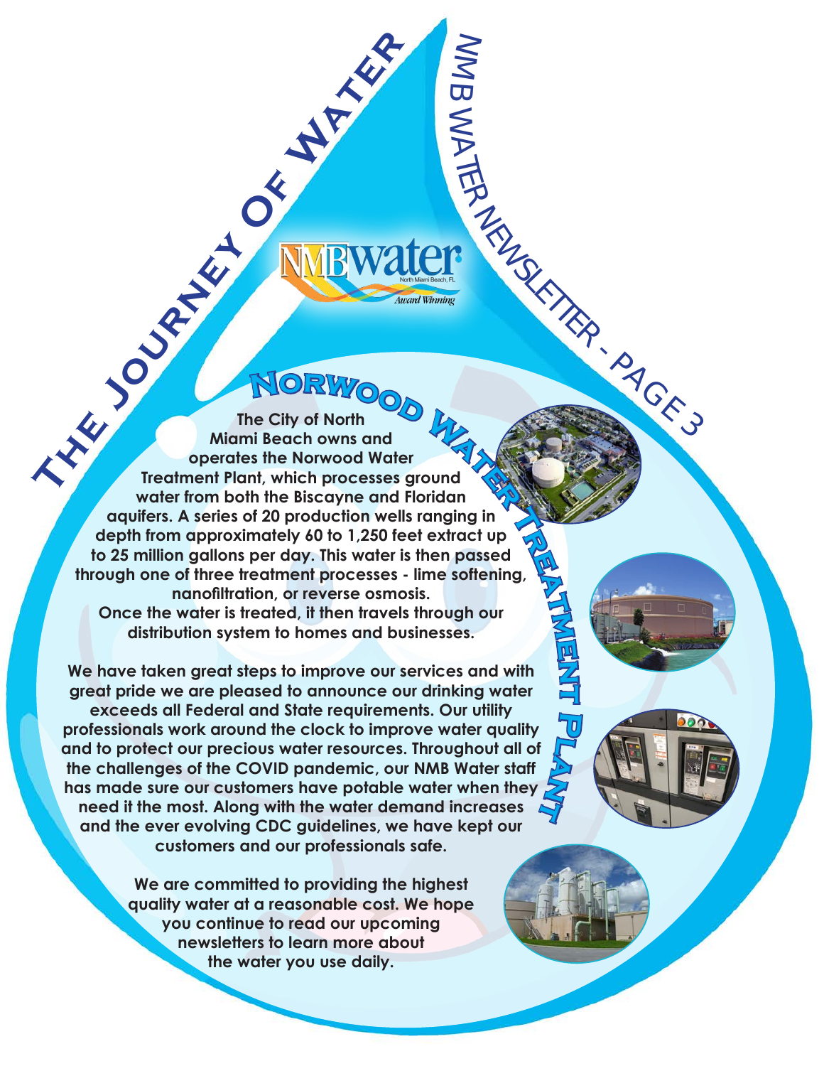# The Journey of Water

NMB Water Newsletter - Page 3

NMBwater
North Miami Beach, FL
*Award Winning*

## Norwood Water Treatment Plant

**The City of North Miami Beach owns and operates the Norwood Water Treatment Plant, which processes ground water from both the Biscayne and Floridan aquifers. A series of 20 production wells ranging in depth from approximately 60 to 1,250 feet extract up to 25 million gallons per day. This water is then passed through one of three treatment processes - lime softening, nanofiltration, or reverse osmosis. Once the water is treated, it then travels through our distribution system to homes and businesses.**

**We have taken great steps to improve our services and with great pride we are pleased to announce our drinking water exceeds all Federal and State requirements. Our utility professionals work around the clock to improve water quality and to protect our precious water resources. Throughout all of the challenges of the COVID pandemic, our NMB Water staff has made sure our customers have potable water when they need it the most. Along with the water demand increases and the ever evolving CDC guidelines, we have kept our customers and our professionals safe.**

**We are committed to providing the highest quality water at a reasonable cost. We hope you continue to read our upcoming newsletters to learn more about the water you use daily.**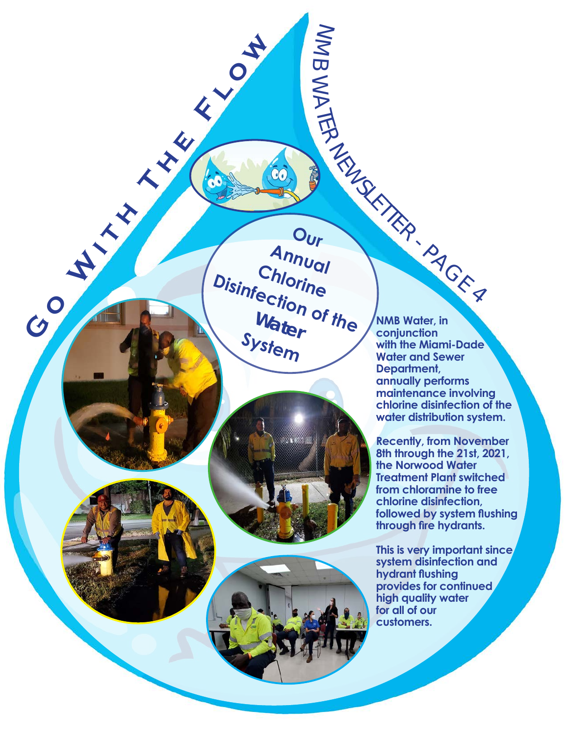# GO WITH THE FLOW

## Our Annual Chlorine Disinfection of the Water System

**NMB Water, in conjunction with the Miami-Dade Water and Sewer Department, annually performs maintenance involving chlorine disinfection of the water distribution system.**

**Recently, from November 8th through the 21st, 2021, the Norwood Water Treatment Plant switched from chloramine to free chlorine disinfection, followed by system flushing through fire hydrants.**

**This is very important since system disinfection and hydrant flushing provides for continued high quality water for all of our customers.**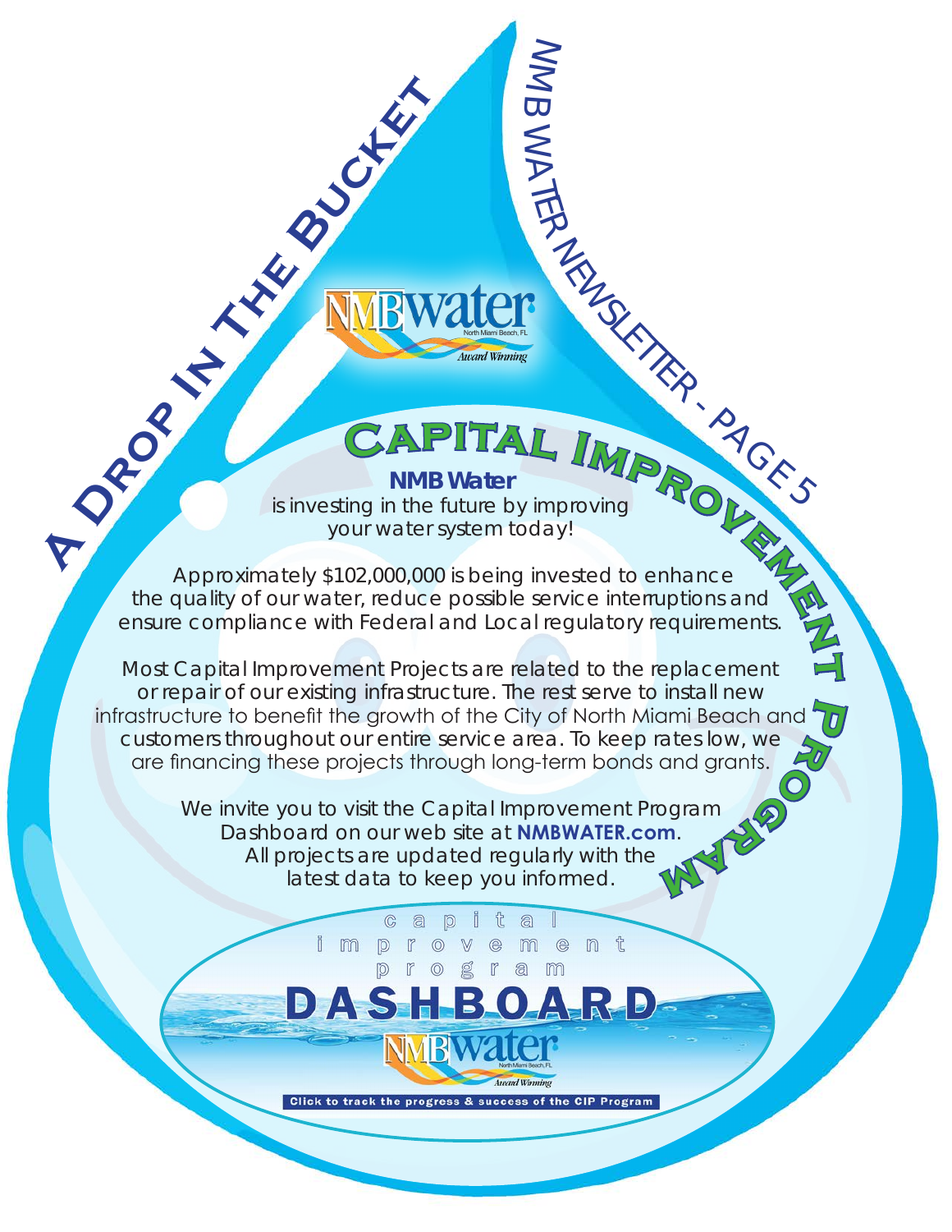# A Drop In The Bucket

## Capital Improvement Program

**NMB Water** is investing in the future by improving your water system today!

Approximately $102,000,000 is being invested to enhance the quality of our water, reduce possible service interruptions and ensure compliance with Federal and Local regulatory requirements.

Most Capital Improvement Projects are related to the replacement or repair of our existing infrastructure. The rest serve to install new infrastructure to benefit the growth of the City of North Miami Beach and customers throughout our entire service area. To keep rates low, we are financing these projects through long-term bonds and grants.

We invite you to visit the Capital Improvement Program Dashboard on our web site at **NMBWATER.com**. All projects are updated regularly with the latest data to keep you informed.

capital improvement program

**DASHBOARD**

NMB water — North Miami Beach, FL — Award Winning

**Click to track the progress & success of the CIP Program**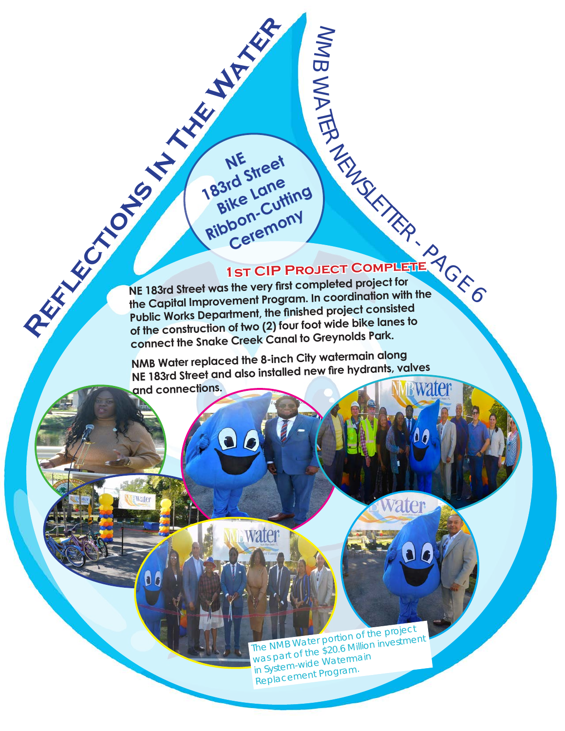# Reflections In The Water

NMB Water Newsletter - Page 6

## NE 183rd Street Bike Lane Ribbon-Cutting Ceremony

### 1st CIP Project Complete

**NE 183rd Street was the very first completed project for the Capital Improvement Program. In coordination with the Public Works Department, the finished project consisted of the construction of two (2) four foot wide bike lanes to connect the Snake Creek Canal to Greynolds Park.**

**NMB Water replaced the 8-inch City watermain along NE 183rd Street and also installed new fire hydrants, valves and connections.**

The NMB Water portion of the project was part of the $20.6 Million investment in System-wide Watermain Replacement Program.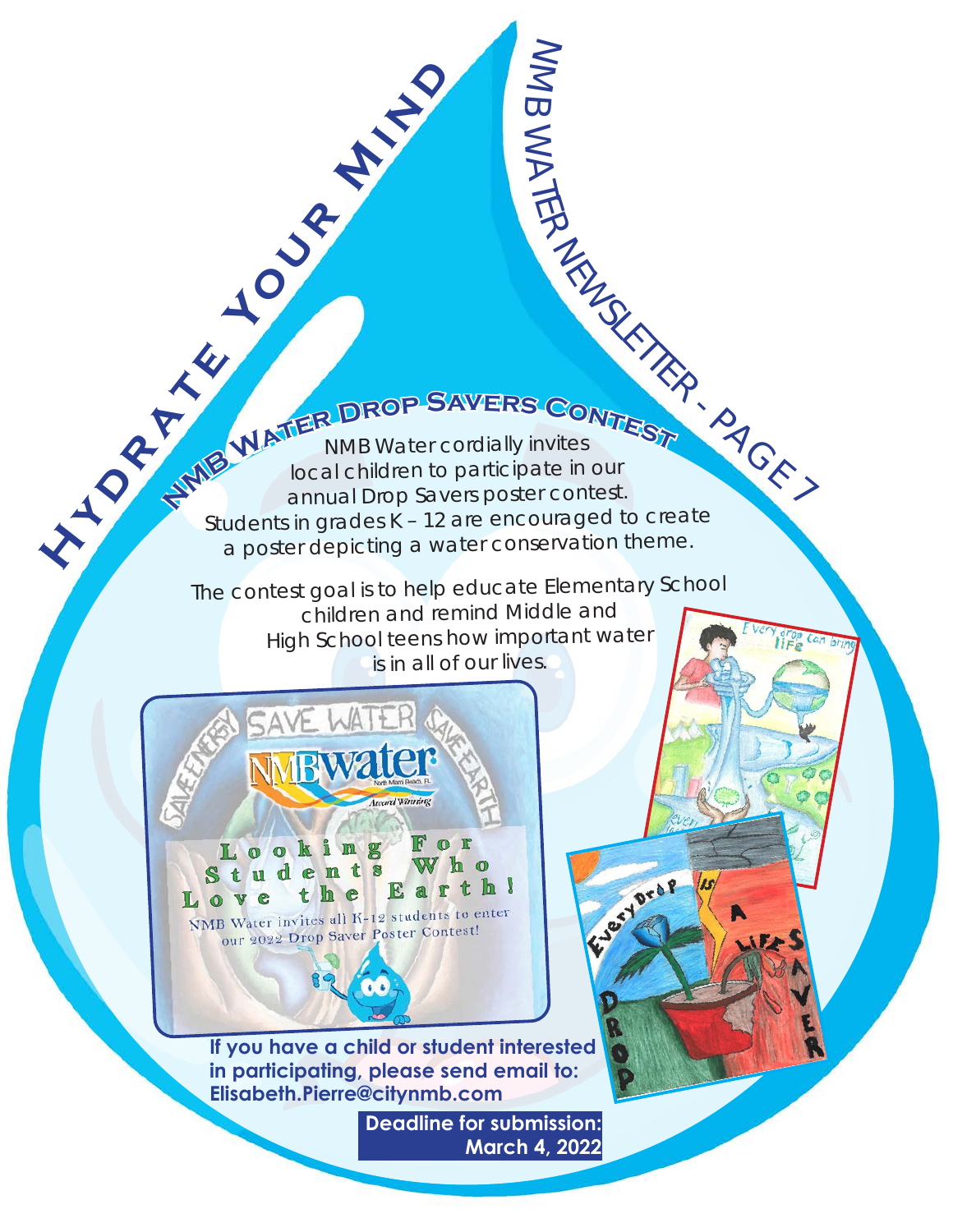# Hydrate Your Mind

## NMB Water Drop Savers Contest

NMB Water cordially invites local children to participate in our annual Drop Savers poster contest. Students in grades K – 12 are encouraged to create a poster depicting a water conservation theme.

The contest goal is to help educate Elementary School children and remind Middle and High School teens how important water is in all of our lives.

**If you have a child or student interested in participating, please send email to: Elisabeth.Pierre@citynmb.com**

**Deadline for submission: March 4, 2022**